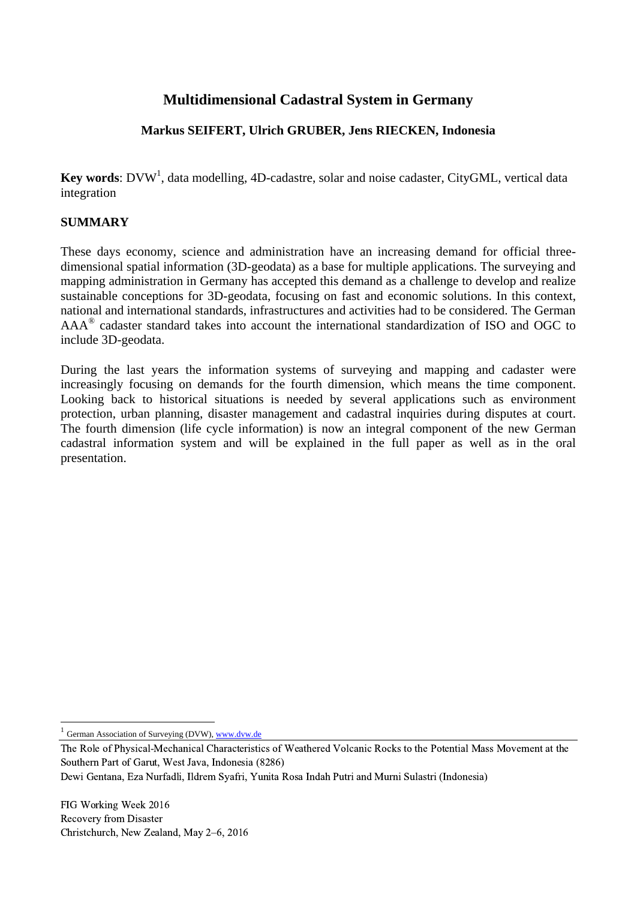# Multidimensional Cadastral System in Germany

**Markus SEIFERT, Ulrich GRUBER, Jens RIECKEN, Indonesia**

**Key words**: DVW[1], data modelling, 4D-cadastre, solar and noise cadaster, CityGML, vertical data integration

## SUMMARY

These days economy, science and administration have an increasing demand for official three-dimensional spatial information (3D-geodata) as a base for multiple applications. The surveying and mapping administration in Germany has accepted this demand as a challenge to develop and realize sustainable conceptions for 3D-geodata, focusing on fast and economic solutions. In this context, national and international standards, infrastructures and activities had to be considered. The German AAA® cadaster standard takes into account the international standardization of ISO and OGC to include 3D-geodata.

During the last years the information systems of surveying and mapping and cadaster were increasingly focusing on demands for the fourth dimension, which means the time component. Looking back to historical situations is needed by several applications such as environment protection, urban planning, disaster management and cadastral inquiries during disputes at court. The fourth dimension (life cycle information) is now an integral component of the new German cadastral information system and will be explained in the full paper as well as in the oral presentation.

[1] German Association of Surveying (DVW), www.dvw.de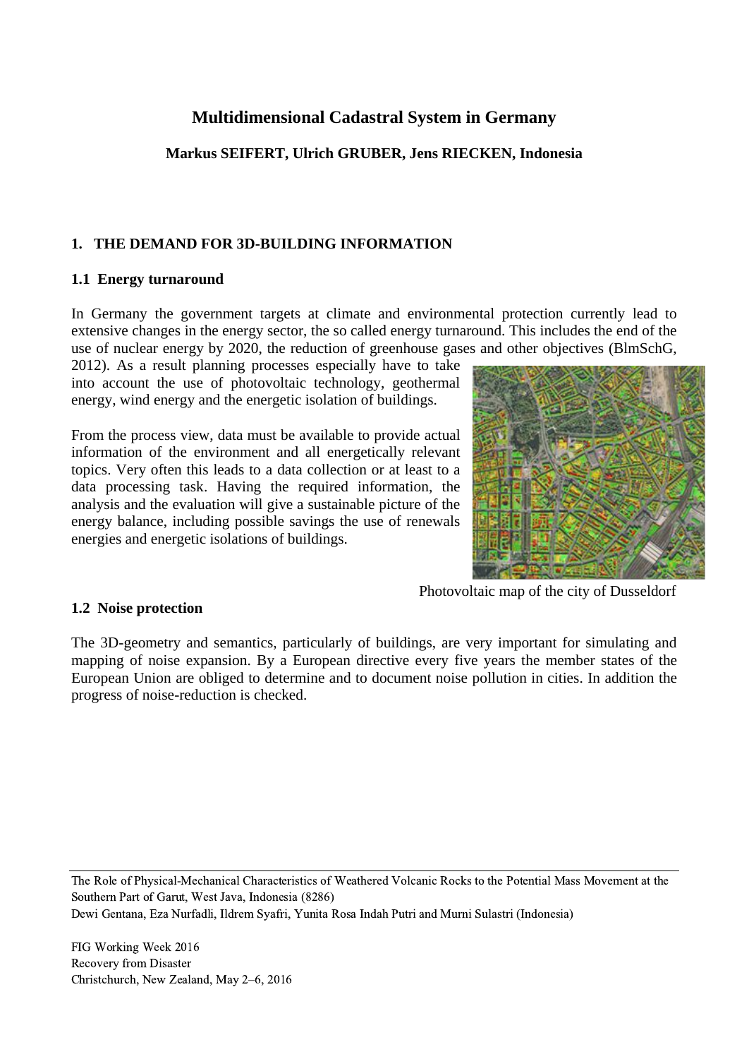# Multidimensional Cadastral System in Germany

**Markus SEIFERT, Ulrich GRUBER, Jens RIECKEN, Indonesia**

## 1. THE DEMAND FOR 3D-BUILDING INFORMATION

### 1.1 Energy turnaround

In Germany the government targets at climate and environmental protection currently lead to extensive changes in the energy sector, the so called energy turnaround. This includes the end of the use of nuclear energy by 2020, the reduction of greenhouse gases and other objectives (BlmSchG, 2012). As a result planning processes especially have to take into account the use of photovoltaic technology, geothermal energy, wind energy and the energetic isolation of buildings.

From the process view, data must be available to provide actual information of the environment and all energetically relevant topics. Very often this leads to a data collection or at least to a data processing task. Having the required information, the analysis and the evaluation will give a sustainable picture of the energy balance, including possible savings the use of renewals energies and energetic isolations of buildings.

Photovoltaic map of the city of Dusseldorf

### 1.2 Noise protection

The 3D-geometry and semantics, particularly of buildings, are very important for simulating and mapping of noise expansion. By a European directive every five years the member states of the European Union are obliged to determine and to document noise pollution in cities. In addition the progress of noise-reduction is checked.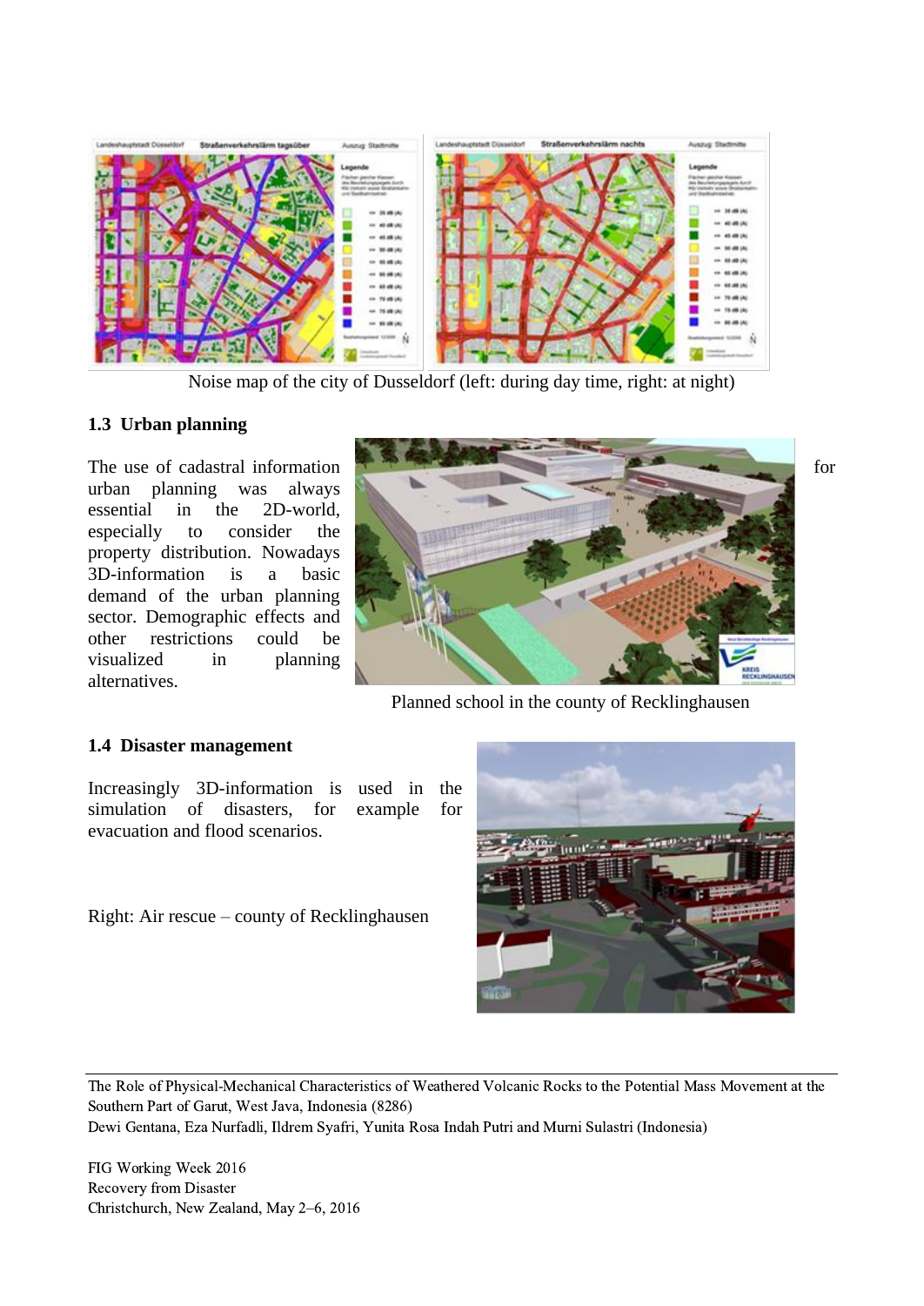Noise map of the city of Dusseldorf (left: during day time, right: at night)

### 1.3 Urban planning

The use of cadastral information for urban planning was always essential in the 2D-world, especially to consider the property distribution. Nowadays 3D-information is a basic demand of the urban planning sector. Demographic effects and other restrictions could be visualized in planning alternatives.

Planned school in the county of Recklinghausen

### 1.4 Disaster management

Increasingly 3D-information is used in the simulation of disasters, for example for evacuation and flood scenarios.

Right: Air rescue – county of Recklinghausen

The Role of Physical-Mechanical Characteristics of Weathered Volcanic Rocks to the Potential Mass Movement at the Southern Part of Garut, West Java, Indonesia (8286)
Dewi Gentana, Eza Nurfadli, Ildrem Syafri, Yunita Rosa Indah Putri and Murni Sulastri (Indonesia)

FIG Working Week 2016
Recovery from Disaster
Christchurch, New Zealand, May 2–6, 2016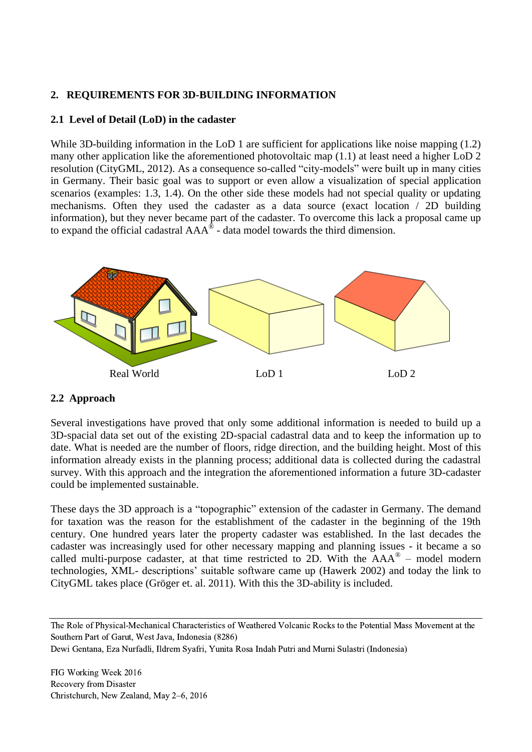## 2. REQUIREMENTS FOR 3D-BUILDING INFORMATION

### 2.1 Level of Detail (LoD) in the cadaster

While 3D-building information in the LoD 1 are sufficient for applications like noise mapping (1.2) many other application like the aforementioned photovoltaic map (1.1) at least need a higher LoD 2 resolution (CityGML, 2012). As a consequence so-called “city-models” were built up in many cities in Germany. Their basic goal was to support or even allow a visualization of special application scenarios (examples: 1.3, 1.4). On the other side these models had not special quality or updating mechanisms. Often they used the cadaster as a data source (exact location / 2D building information), but they never became part of the cadaster. To overcome this lack a proposal came up to expand the official cadastral AAA® - data model towards the third dimension.

Real World LoD 1 LoD 2

### 2.2 Approach

Several investigations have proved that only some additional information is needed to build up a 3D-spacial data set out of the existing 2D-spacial cadastral data and to keep the information up to date. What is needed are the number of floors, ridge direction, and the building height. Most of this information already exists in the planning process; additional data is collected during the cadastral survey. With this approach and the integration the aforementioned information a future 3D-cadaster could be implemented sustainable.

These days the 3D approach is a “topographic” extension of the cadaster in Germany. The demand for taxation was the reason for the establishment of the cadaster in the beginning of the 19th century. One hundred years later the property cadaster was established. In the last decades the cadaster was increasingly used for other necessary mapping and planning issues - it became a so called multi-purpose cadaster, at that time restricted to 2D. With the AAA® – model modern technologies, XML- descriptions’ suitable software came up (Hawerk 2002) and today the link to CityGML takes place (Gröger et. al. 2011). With this the 3D-ability is included.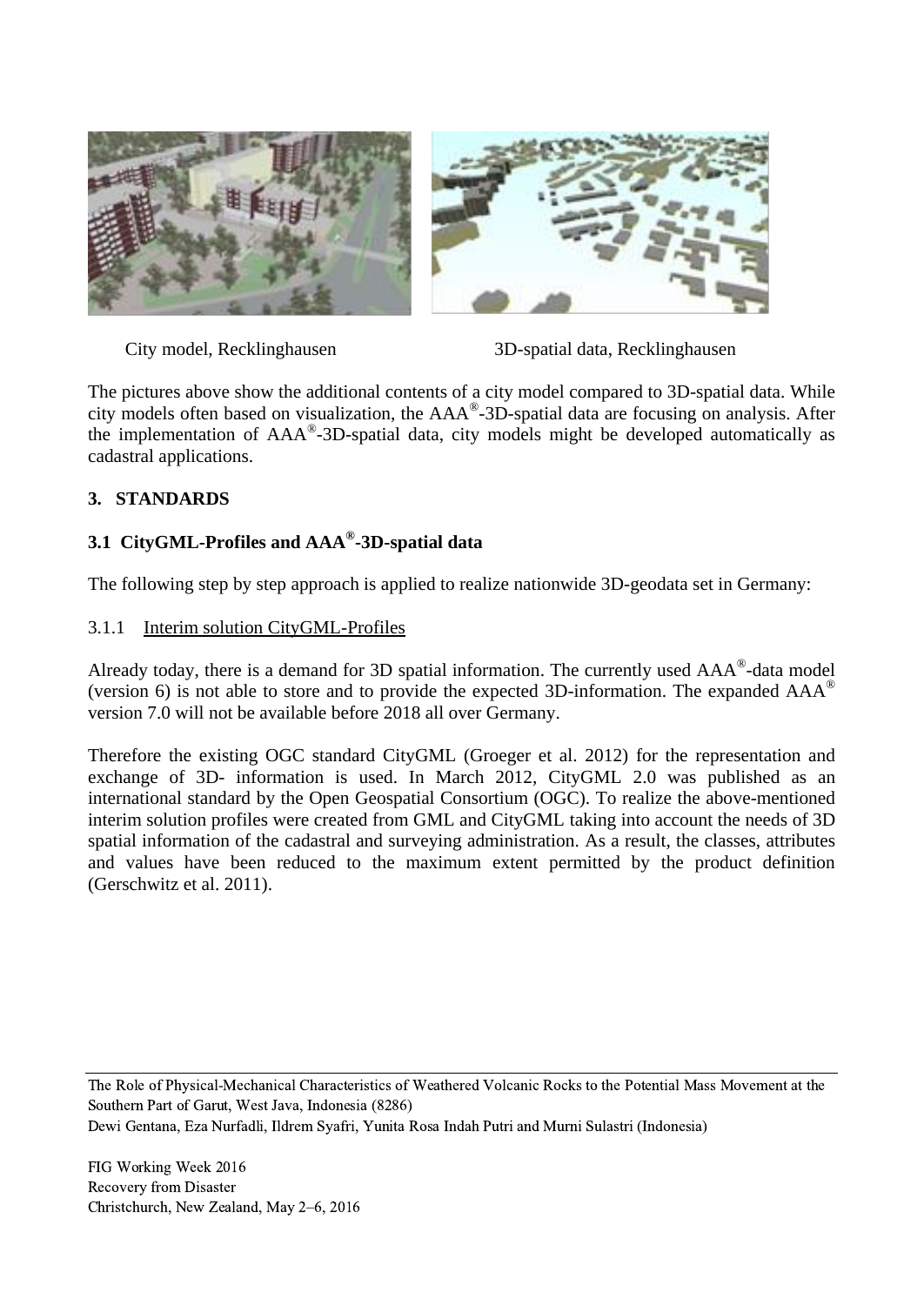City model, Recklinghausen 3D-spatial data, Recklinghausen

The pictures above show the additional contents of a city model compared to 3D-spatial data. While city models often based on visualization, the AAA®-3D-spatial data are focusing on analysis. After the implementation of AAA®-3D-spatial data, city models might be developed automatically as cadastral applications.

## 3. STANDARDS

### 3.1 CityGML-Profiles and AAA®-3D-spatial data

The following step by step approach is applied to realize nationwide 3D-geodata set in Germany:

#### 3.1.1 Interim solution CityGML-Profiles

Already today, there is a demand for 3D spatial information. The currently used AAA®-data model (version 6) is not able to store and to provide the expected 3D-information. The expanded AAA® version 7.0 will not be available before 2018 all over Germany.

Therefore the existing OGC standard CityGML (Groeger et al. 2012) for the representation and exchange of 3D- information is used. In March 2012, CityGML 2.0 was published as an international standard by the Open Geospatial Consortium (OGC). To realize the above-mentioned interim solution profiles were created from GML and CityGML taking into account the needs of 3D spatial information of the cadastral and surveying administration. As a result, the classes, attributes and values have been reduced to the maximum extent permitted by the product definition (Gerschwitz et al. 2011).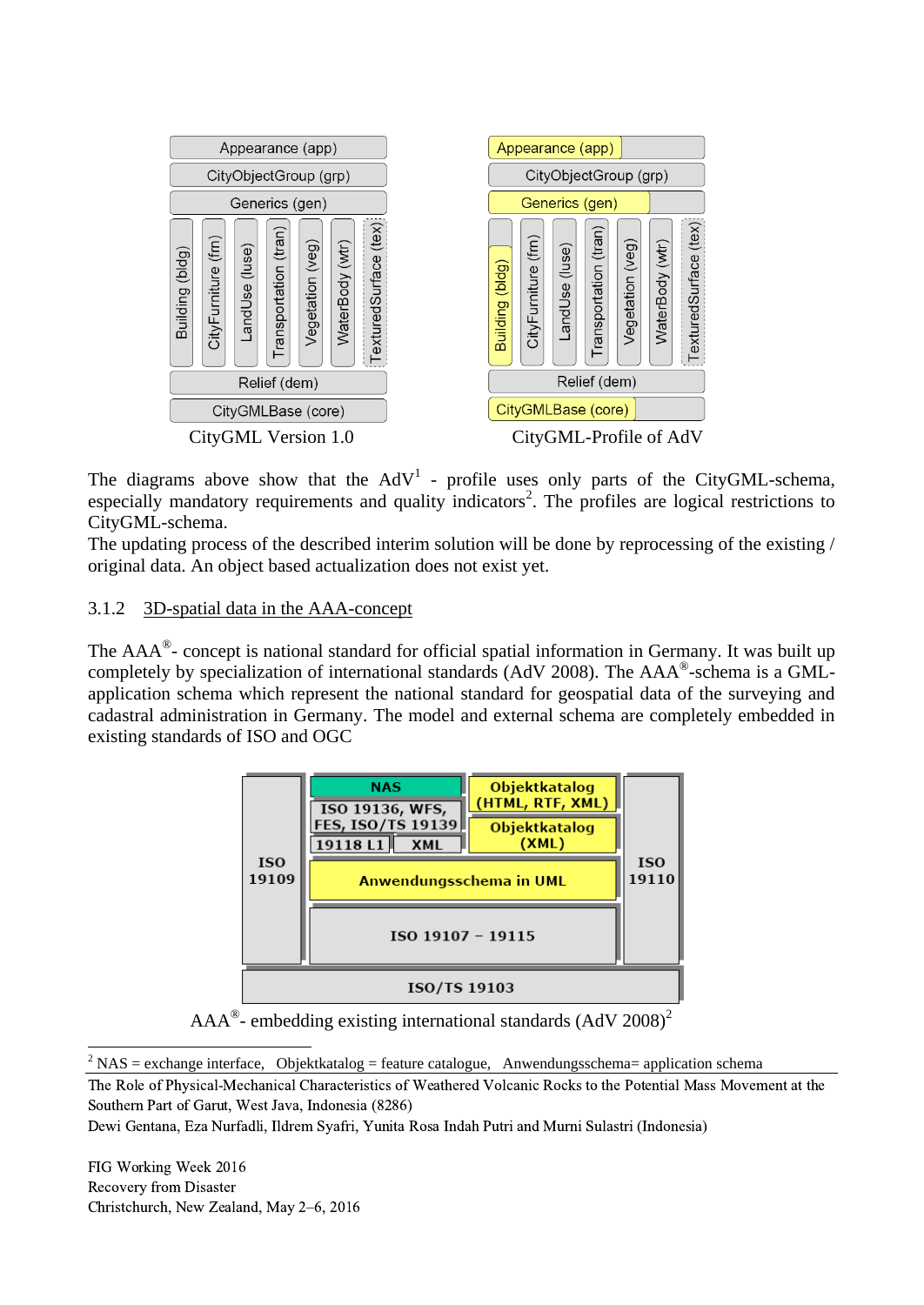| Appearance (app) | | | | | | |
|---|---|---|---|---|---|---|
| CityObjectGroup (grp) | | | | | | |
| Generics (gen) | | | | | | |
| Building (bldg) | CityFurniture (frn) | LandUse (luse) | Transportation (tran) | Vegetation (veg) | WaterBody (wtr) | TexturedSurface (tex) |
| Relief (dem) | | | | | | |
| CityGMLBase (core) | | | | | | |

CityGML Version 1.0

| Appearance (app) | | | | | | |
|---|---|---|---|---|---|---|
| CityObjectGroup (grp) | | | | | | |
| Generics (gen) | | | | | | |
| Building (bldg) | CityFurniture (frn) | LandUse (luse) | Transportation (tran) | Vegetation (veg) | WaterBody (wtr) | TexturedSurface (tex) |
| Relief (dem) | | | | | | |
| CityGMLBase (core) | | | | | | |

CityGML-Profile of AdV

The diagrams above show that the AdV[1] - profile uses only parts of the CityGML-schema, especially mandatory requirements and quality indicators[2]. The profiles are logical restrictions to CityGML-schema.
The updating process of the described interim solution will be done by reprocessing of the existing / original data. An object based actualization does not exist yet.

### 3.1.2 3D-spatial data in the AAA-concept

The AAA®- concept is national standard for official spatial information in Germany. It was built up completely by specialization of international standards (AdV 2008). The AAA®-schema is a GML-application schema which represent the national standard for geospatial data of the surveying and cadastral administration in Germany. The model and external schema are completely embedded in existing standards of ISO and OGC

| ISO 19109 | NAS | Objektkatalog (HTML, RTF, XML) | ISO 19110 |
|---|---|---|---|
| | ISO 19136, WFS, FES, ISO/TS 19139 | Objektkatalog (XML) | |
| | 19118 L1 / XML | | |
| | Anwendungsschema in UML | | |
| | ISO 19107 – 19115 | | |
| ISO/TS 19103 | | | |

AAA®- embedding existing international standards (AdV 2008)[2]

[2] NAS = exchange interface, Objektkatalog = feature catalogue, Anwendungsschema= application schema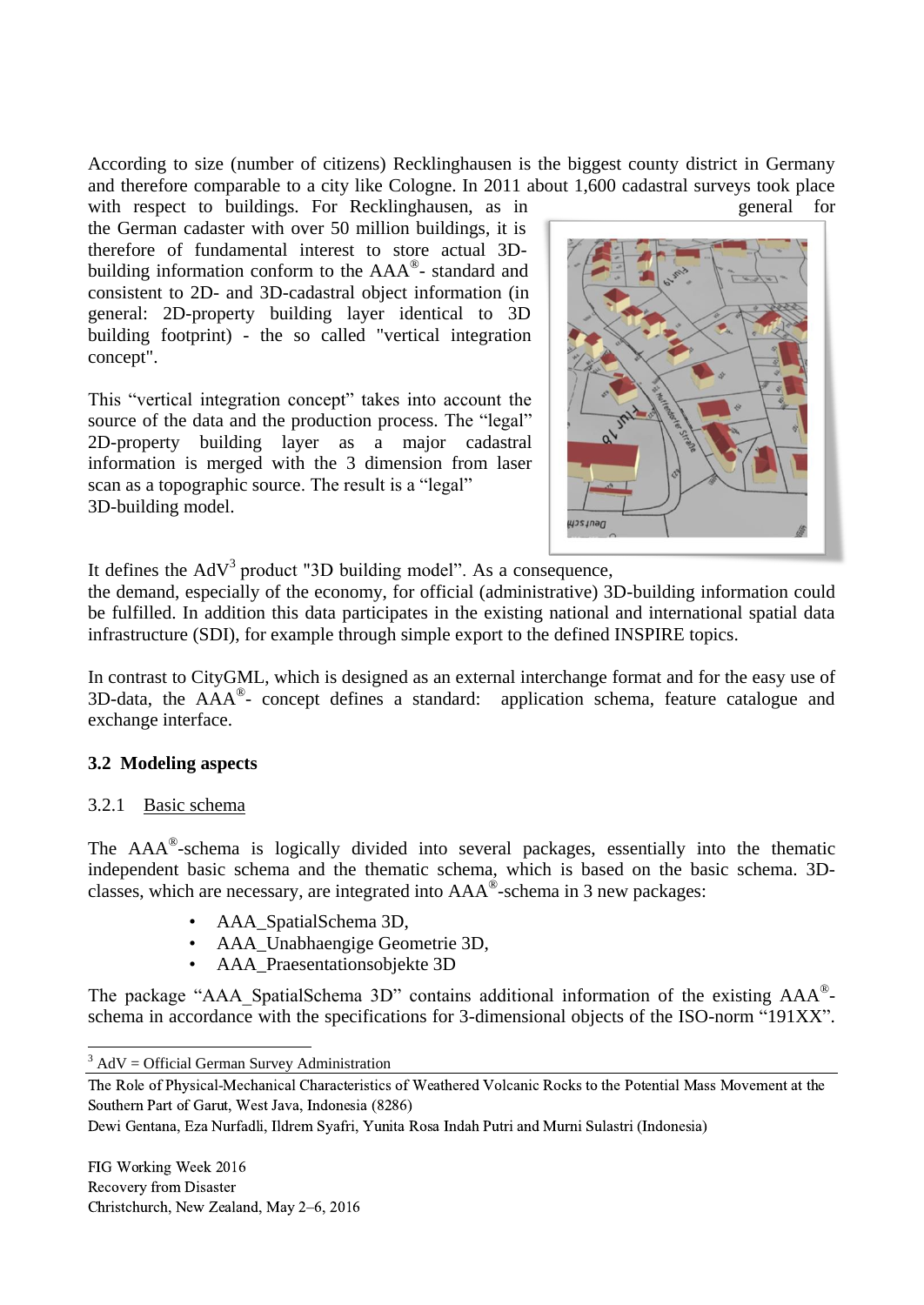According to size (number of citizens) Recklinghausen is the biggest county district in Germany and therefore comparable to a city like Cologne. In 2011 about 1,600 cadastral surveys took place with respect to buildings. For Recklinghausen, as in general for the German cadaster with over 50 million buildings, it is therefore of fundamental interest to store actual 3D-building information conform to the AAA®- standard and consistent to 2D- and 3D-cadastral object information (in general: 2D-property building layer identical to 3D building footprint) - the so called "vertical integration concept".

This "vertical integration concept" takes into account the source of the data and the production process. The "legal" 2D-property building layer as a major cadastral information is merged with the 3 dimension from laser scan as a topographic source. The result is a "legal" 3D-building model.

It defines the AdV[3] product "3D building model". As a consequence, the demand, especially of the economy, for official (administrative) 3D-building information could be fulfilled. In addition this data participates in the existing national and international spatial data infrastructure (SDI), for example through simple export to the defined INSPIRE topics.

In contrast to CityGML, which is designed as an external interchange format and for the easy use of 3D-data, the AAA®- concept defines a standard: application schema, feature catalogue and exchange interface.

### 3.2 Modeling aspects

#### 3.2.1 Basic schema

The AAA®-schema is logically divided into several packages, essentially into the thematic independent basic schema and the thematic schema, which is based on the basic schema. 3D-classes, which are necessary, are integrated into AAA®-schema in 3 new packages:

- AAA_SpatialSchema 3D,
- AAA_Unabhaengige Geometrie 3D,
- AAA_Praesentationsobjekte 3D

The package "AAA_SpatialSchema 3D" contains additional information of the existing AAA®-schema in accordance with the specifications for 3-dimensional objects of the ISO-norm "191XX".

[3] AdV = Official German Survey Administration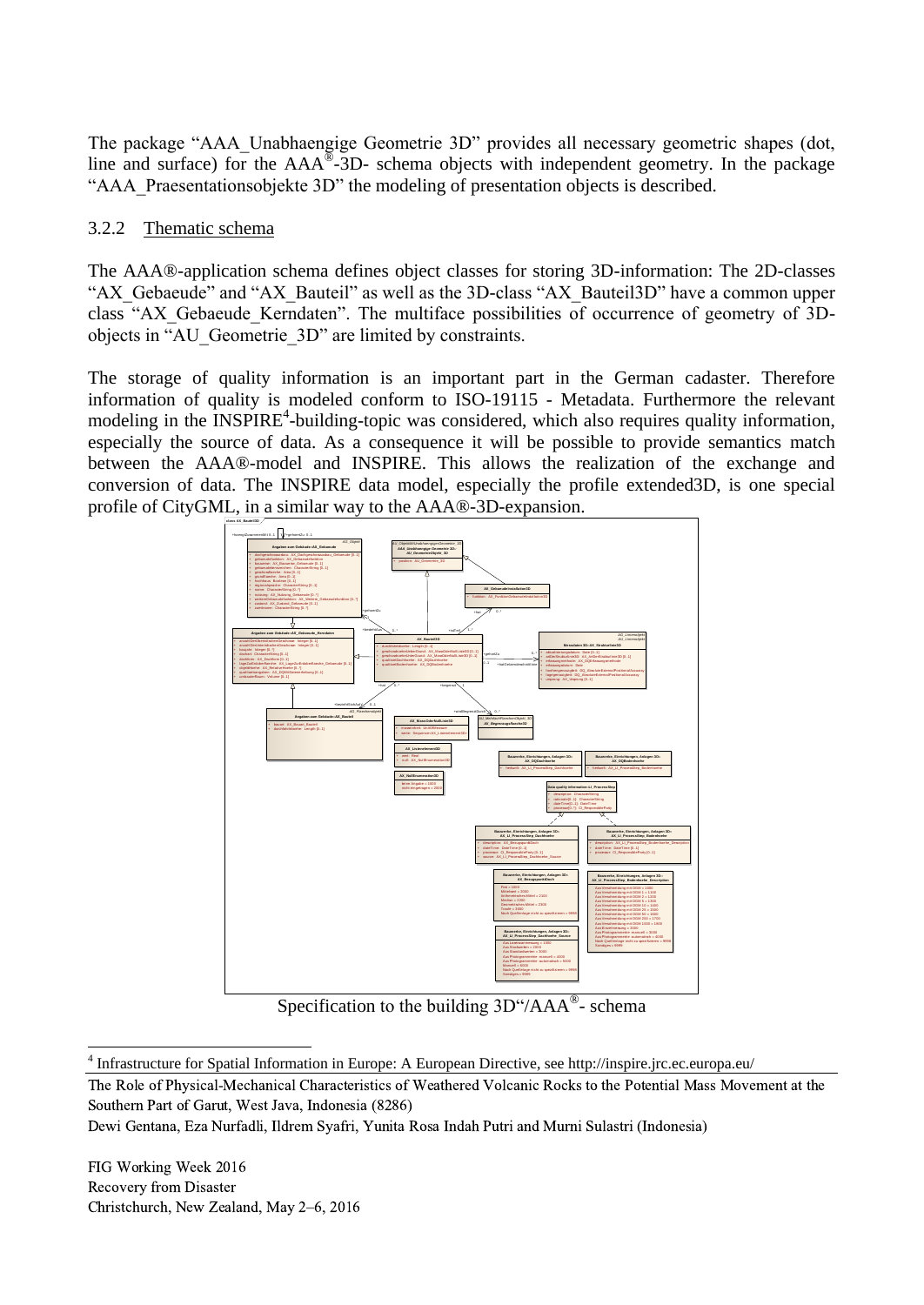The package "AAA_Unabhaengige Geometrie 3D" provides all necessary geometric shapes (dot, line and surface) for the AAA®-3D- schema objects with independent geometry. In the package "AAA_Praesentationsobjekte 3D" the modeling of presentation objects is described.

### 3.2.2 Thematic schema

The AAA®-application schema defines object classes for storing 3D-information: The 2D-classes "AX_Gebaeude" and "AX_Bauteil" as well as the 3D-class "AX_Bauteil3D" have a common upper class "AX_Gebaeude_Kerndaten". The multiface possibilities of occurrence of geometry of 3D-objects in "AU_Geometrie_3D" are limited by constraints.

The storage of quality information is an important part in the German cadaster. Therefore information of quality is modeled conform to ISO-19115 - Metadata. Furthermore the relevant modeling in the INSPIRE[4]-building-topic was considered, which also requires quality information, especially the source of data. As a consequence it will be possible to provide semantics match between the AAA®-model and INSPIRE. This allows the realization of the exchange and conversion of data. The INSPIRE data model, especially the profile extended3D, is one special profile of CityGML, in a similar way to the AAA®-3D-expansion.

Specification to the building 3D"/AAA®- schema

[4] Infrastructure for Spatial Information in Europe: A European Directive, see http://inspire.jrc.ec.europa.eu/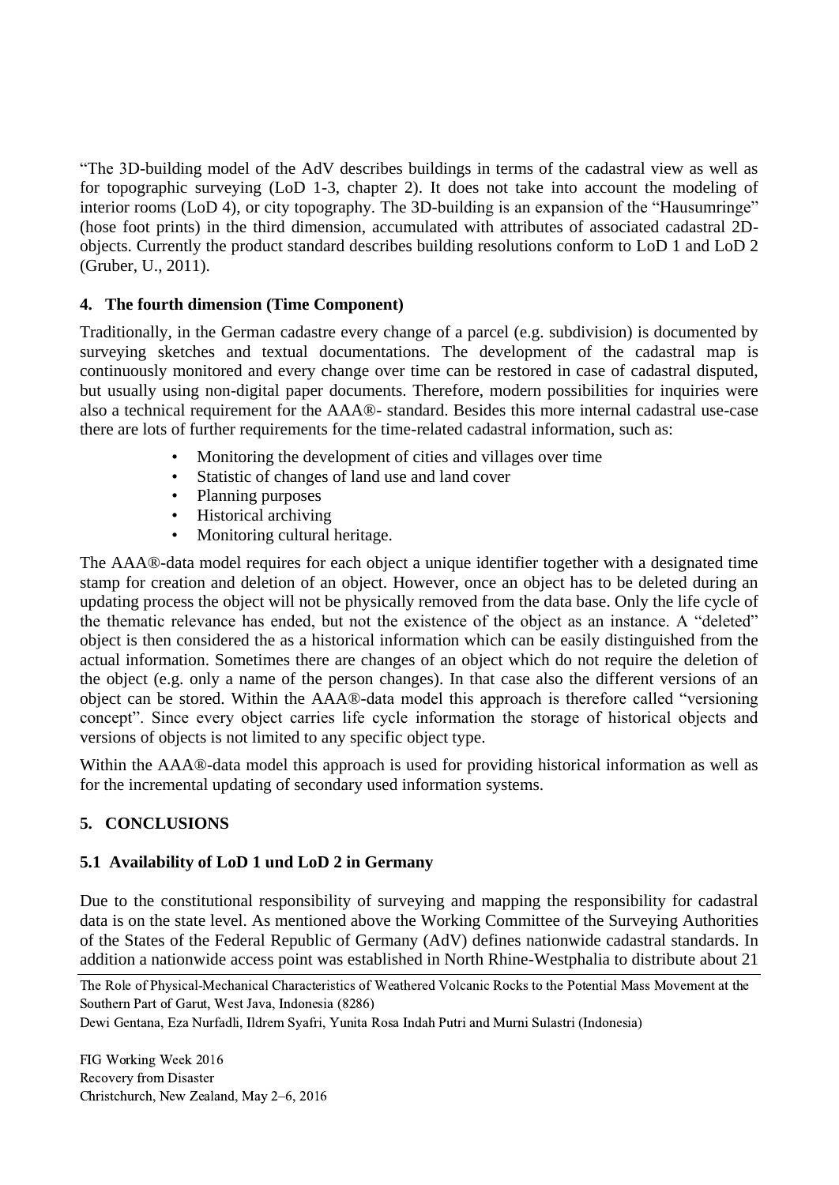"The 3D-building model of the AdV describes buildings in terms of the cadastral view as well as for topographic surveying (LoD 1-3, chapter 2). It does not take into account the modeling of interior rooms (LoD 4), or city topography. The 3D-building is an expansion of the "Hausumringe" (hose foot prints) in the third dimension, accumulated with attributes of associated cadastral 2D-objects. Currently the product standard describes building resolutions conform to LoD 1 and LoD 2 (Gruber, U., 2011).

## 4. The fourth dimension (Time Component)

Traditionally, in the German cadastre every change of a parcel (e.g. subdivision) is documented by surveying sketches and textual documentations. The development of the cadastral map is continuously monitored and every change over time can be restored in case of cadastral disputed, but usually using non-digital paper documents. Therefore, modern possibilities for inquiries were also a technical requirement for the AAA®- standard. Besides this more internal cadastral use-case there are lots of further requirements for the time-related cadastral information, such as:

- Monitoring the development of cities and villages over time
- Statistic of changes of land use and land cover
- Planning purposes
- Historical archiving
- Monitoring cultural heritage.

The AAA®-data model requires for each object a unique identifier together with a designated time stamp for creation and deletion of an object. However, once an object has to be deleted during an updating process the object will not be physically removed from the data base. Only the life cycle of the thematic relevance has ended, but not the existence of the object as an instance. A "deleted" object is then considered the as a historical information which can be easily distinguished from the actual information. Sometimes there are changes of an object which do not require the deletion of the object (e.g. only a name of the person changes). In that case also the different versions of an object can be stored. Within the AAA®-data model this approach is therefore called "versioning concept". Since every object carries life cycle information the storage of historical objects and versions of objects is not limited to any specific object type.

Within the AAA®-data model this approach is used for providing historical information as well as for the incremental updating of secondary used information systems.

## 5. CONCLUSIONS

### 5.1 Availability of LoD 1 und LoD 2 in Germany

Due to the constitutional responsibility of surveying and mapping the responsibility for cadastral data is on the state level. As mentioned above the Working Committee of the Surveying Authorities of the States of the Federal Republic of Germany (AdV) defines nationwide cadastral standards. In addition a nationwide access point was established in North Rhine-Westphalia to distribute about 21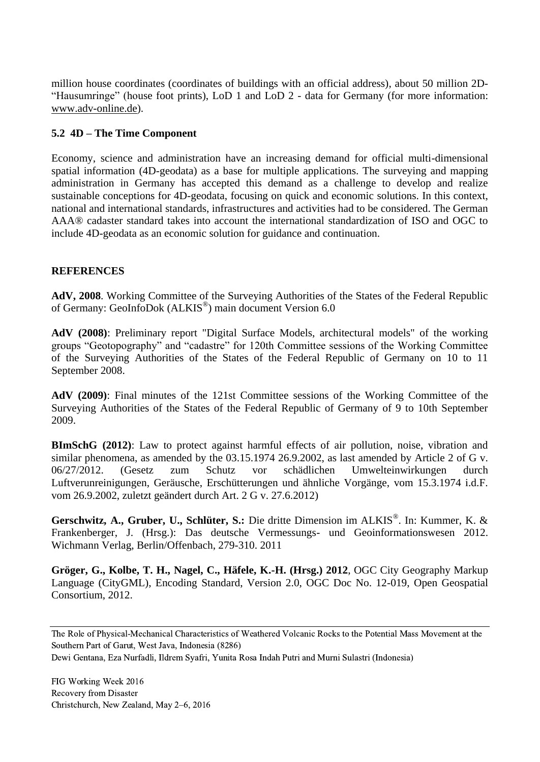million house coordinates (coordinates of buildings with an official address), about 50 million 2D-"Hausumringe" (house foot prints), LoD 1 and LoD 2 - data for Germany (for more information: www.adv-online.de).

### 5.2 4D – The Time Component

Economy, science and administration have an increasing demand for official multi-dimensional spatial information (4D-geodata) as a base for multiple applications. The surveying and mapping administration in Germany has accepted this demand as a challenge to develop and realize sustainable conceptions for 4D-geodata, focusing on quick and economic solutions. In this context, national and international standards, infrastructures and activities had to be considered. The German AAA® cadaster standard takes into account the international standardization of ISO and OGC to include 4D-geodata as an economic solution for guidance and continuation.

## REFERENCES

**AdV, 2008**. Working Committee of the Surveying Authorities of the States of the Federal Republic of Germany: GeoInfoDok (ALKIS®) main document Version 6.0

**AdV (2008)**: Preliminary report "Digital Surface Models, architectural models" of the working groups "Geotopography" and "cadastre" for 120th Committee sessions of the Working Committee of the Surveying Authorities of the States of the Federal Republic of Germany on 10 to 11 September 2008.

**AdV (2009)**: Final minutes of the 121st Committee sessions of the Working Committee of the Surveying Authorities of the States of the Federal Republic of Germany of 9 to 10th September 2009.

**BImSchG (2012)**: Law to protect against harmful effects of air pollution, noise, vibration and similar phenomena, as amended by the 03.15.1974 26.9.2002, as last amended by Article 2 of G v. 06/27/2012. (Gesetz zum Schutz vor schädlichen Umwelteinwirkungen durch Luftverunreinigungen, Geräusche, Erschütterungen und ähnliche Vorgänge, vom 15.3.1974 i.d.F. vom 26.9.2002, zuletzt geändert durch Art. 2 G v. 27.6.2012)

**Gerschwitz, A., Gruber, U., Schlüter, S.:** Die dritte Dimension im ALKIS®. In: Kummer, K. & Frankenberger, J. (Hrsg.): Das deutsche Vermessungs- und Geoinformationswesen 2012. Wichmann Verlag, Berlin/Offenbach, 279-310. 2011

**Gröger, G., Kolbe, T. H., Nagel, C., Häfele, K.-H. (Hrsg.) 2012**, OGC City Geography Markup Language (CityGML), Encoding Standard, Version 2.0, OGC Doc No. 12-019, Open Geospatial Consortium, 2012.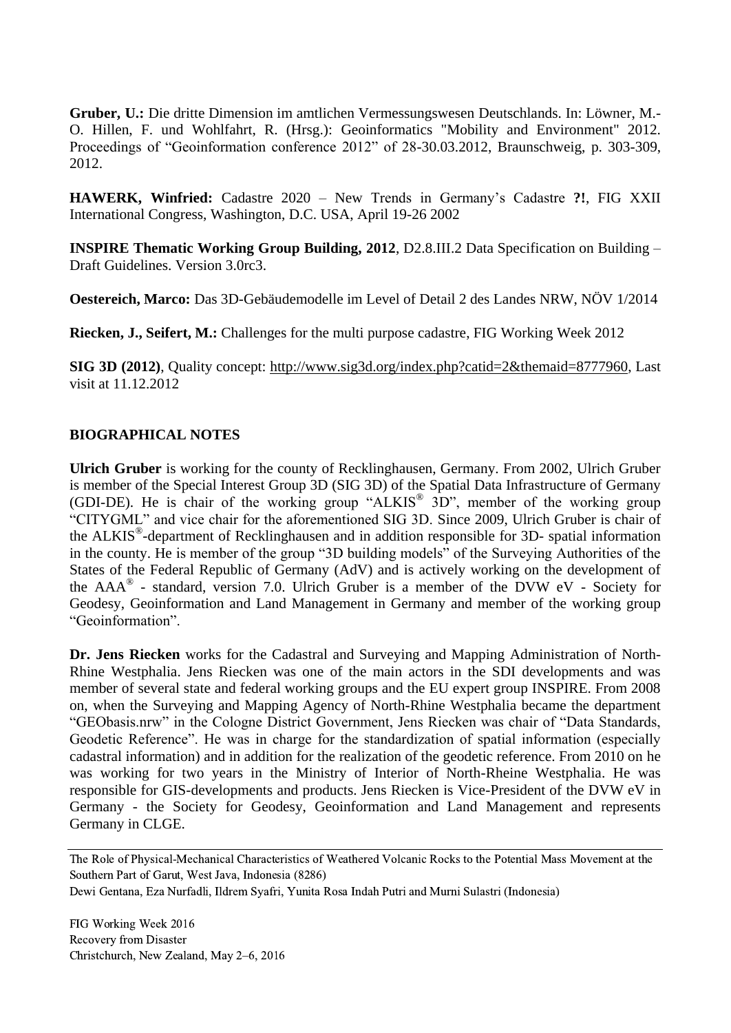**Gruber, U.:** Die dritte Dimension im amtlichen Vermessungswesen Deutschlands. In: Löwner, M.-O. Hillen, F. und Wohlfahrt, R. (Hrsg.): Geoinformatics "Mobility and Environment" 2012. Proceedings of "Geoinformation conference 2012" of 28-30.03.2012, Braunschweig, p. 303-309, 2012.

**HAWERK, Winfried:** Cadastre 2020 – New Trends in Germany's Cadastre **?!**, FIG XXII International Congress, Washington, D.C. USA, April 19-26 2002

**INSPIRE Thematic Working Group Building, 2012**, D2.8.III.2 Data Specification on Building – Draft Guidelines. Version 3.0rc3.

**Oestereich, Marco:** Das 3D-Gebäudemodelle im Level of Detail 2 des Landes NRW, NÖV 1/2014

**Riecken, J., Seifert, M.:** Challenges for the multi purpose cadastre, FIG Working Week 2012

**SIG 3D (2012)**, Quality concept: http://www.sig3d.org/index.php?catid=2&themaid=8777960, Last visit at 11.12.2012

## BIOGRAPHICAL NOTES

**Ulrich Gruber** is working for the county of Recklinghausen, Germany. From 2002, Ulrich Gruber is member of the Special Interest Group 3D (SIG 3D) of the Spatial Data Infrastructure of Germany (GDI-DE). He is chair of the working group "ALKIS® 3D", member of the working group "CITYGML" and vice chair for the aforementioned SIG 3D. Since 2009, Ulrich Gruber is chair of the ALKIS®-department of Recklinghausen and in addition responsible for 3D- spatial information in the county. He is member of the group "3D building models" of the Surveying Authorities of the States of the Federal Republic of Germany (AdV) and is actively working on the development of the AAA® - standard, version 7.0. Ulrich Gruber is a member of the DVW eV - Society for Geodesy, Geoinformation and Land Management in Germany and member of the working group "Geoinformation".

**Dr. Jens Riecken** works for the Cadastral and Surveying and Mapping Administration of North-Rhine Westphalia. Jens Riecken was one of the main actors in the SDI developments and was member of several state and federal working groups and the EU expert group INSPIRE. From 2008 on, when the Surveying and Mapping Agency of North-Rhine Westphalia became the department "GEObasis.nrw" in the Cologne District Government, Jens Riecken was chair of "Data Standards, Geodetic Reference". He was in charge for the standardization of spatial information (especially cadastral information) and in addition for the realization of the geodetic reference. From 2010 on he was working for two years in the Ministry of Interior of North-Rheine Westphalia. He was responsible for GIS-developments and products. Jens Riecken is Vice-President of the DVW eV in Germany - the Society for Geodesy, Geoinformation and Land Management and represents Germany in CLGE.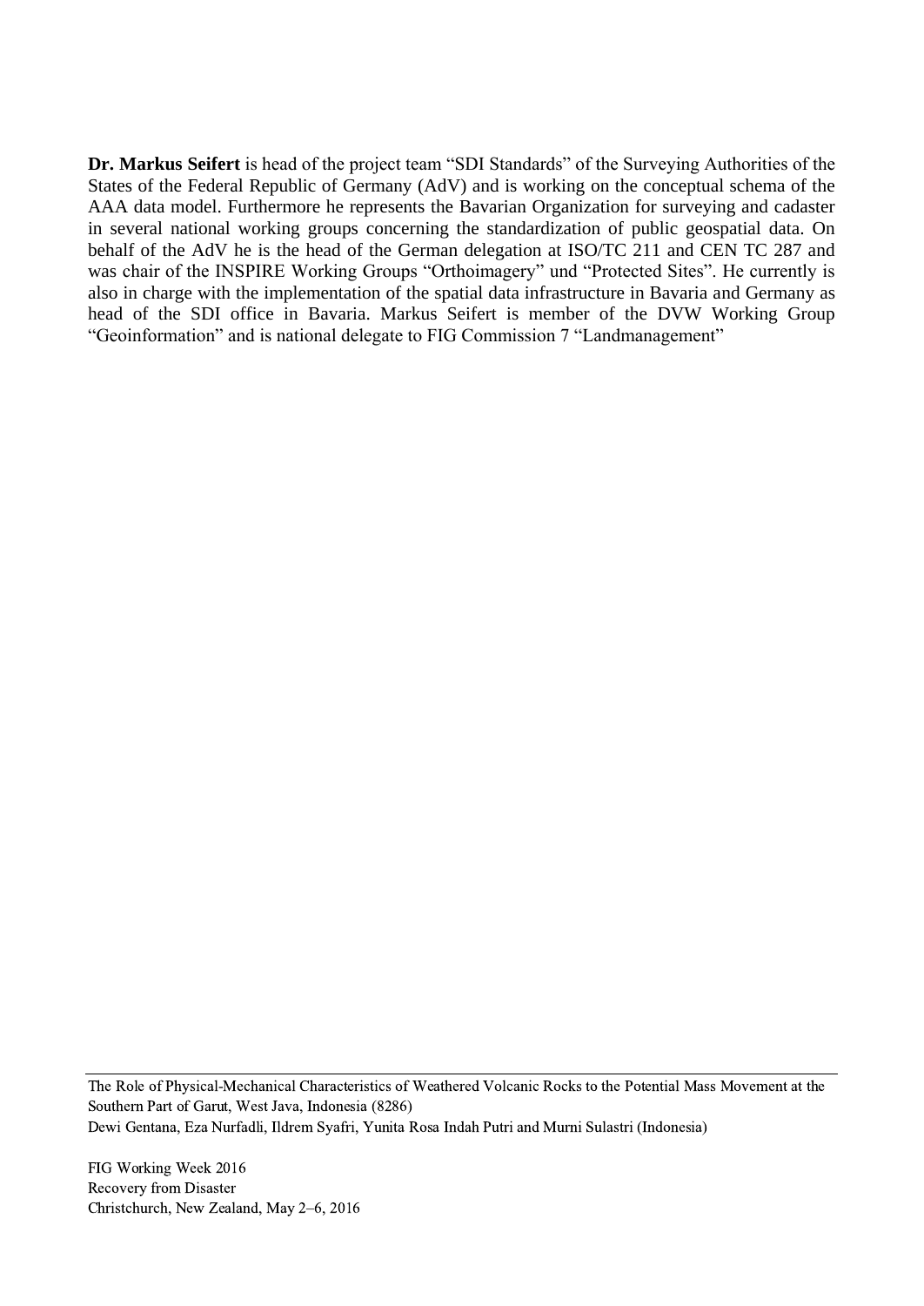**Dr. Markus Seifert** is head of the project team "SDI Standards" of the Surveying Authorities of the States of the Federal Republic of Germany (AdV) and is working on the conceptual schema of the AAA data model. Furthermore he represents the Bavarian Organization for surveying and cadaster in several national working groups concerning the standardization of public geospatial data. On behalf of the AdV he is the head of the German delegation at ISO/TC 211 and CEN TC 287 and was chair of the INSPIRE Working Groups "Orthoimagery" und "Protected Sites". He currently is also in charge with the implementation of the spatial data infrastructure in Bavaria and Germany as head of the SDI office in Bavaria. Markus Seifert is member of the DVW Working Group "Geoinformation" and is national delegate to FIG Commission 7 "Landmanagement"